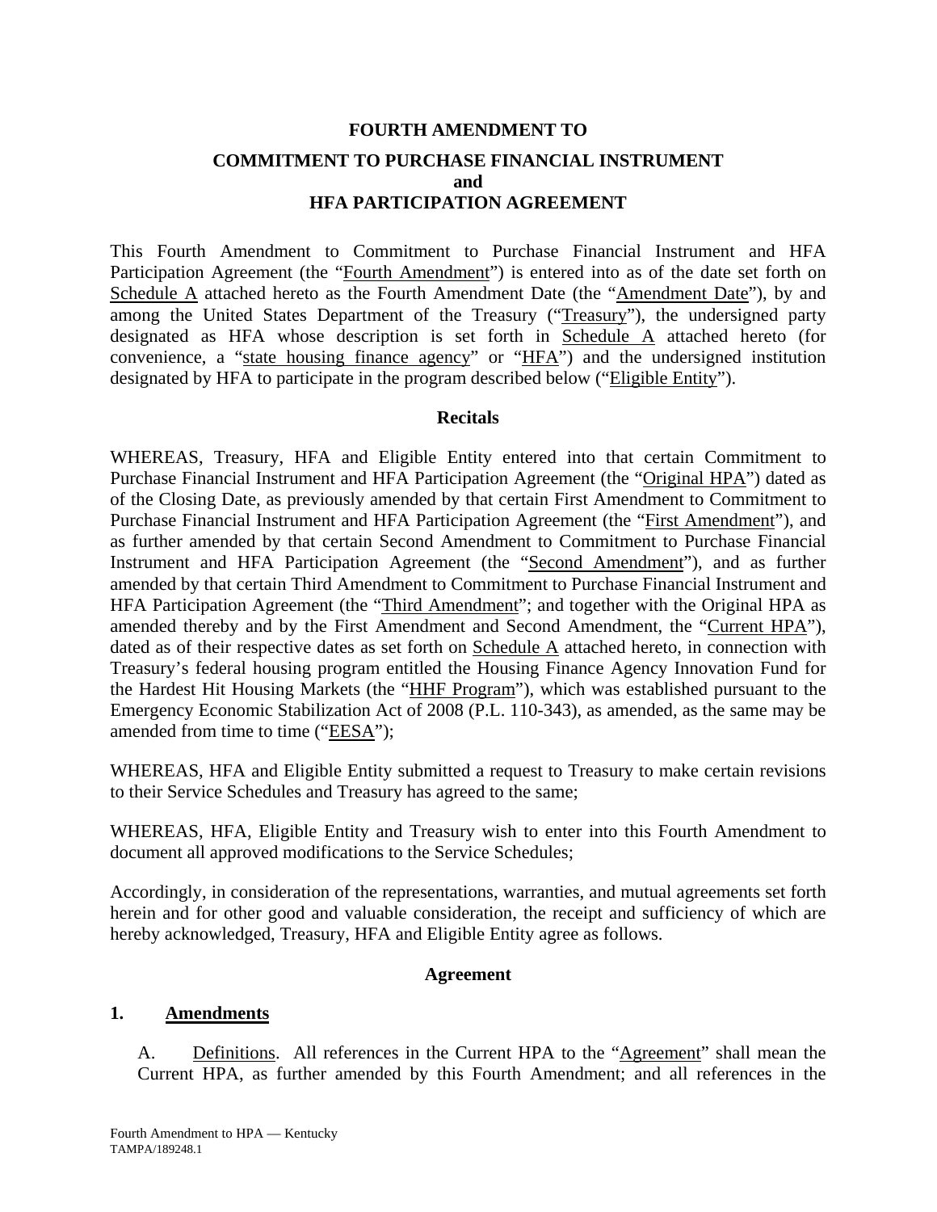# FOURTH AMENDMENT TO

## COMMITMENT TO PURCHASE FINANCIAL INSTRUMENT
## and
## HFA PARTICIPATION AGREEMENT

This Fourth Amendment to Commitment to Purchase Financial Instrument and HFA Participation Agreement (the "Fourth Amendment") is entered into as of the date set forth on Schedule A attached hereto as the Fourth Amendment Date (the "Amendment Date"), by and among the United States Department of the Treasury ("Treasury"), the undersigned party designated as HFA whose description is set forth in Schedule A attached hereto (for convenience, a "state housing finance agency" or "HFA") and the undersigned institution designated by HFA to participate in the program described below ("Eligible Entity").

### Recitals

WHEREAS, Treasury, HFA and Eligible Entity entered into that certain Commitment to Purchase Financial Instrument and HFA Participation Agreement (the "Original HPA") dated as of the Closing Date, as previously amended by that certain First Amendment to Commitment to Purchase Financial Instrument and HFA Participation Agreement (the "First Amendment"), and as further amended by that certain Second Amendment to Commitment to Purchase Financial Instrument and HFA Participation Agreement (the "Second Amendment"), and as further amended by that certain Third Amendment to Commitment to Purchase Financial Instrument and HFA Participation Agreement (the "Third Amendment"; and together with the Original HPA as amended thereby and by the First Amendment and Second Amendment, the "Current HPA"), dated as of their respective dates as set forth on Schedule A attached hereto, in connection with Treasury's federal housing program entitled the Housing Finance Agency Innovation Fund for the Hardest Hit Housing Markets (the "HHF Program"), which was established pursuant to the Emergency Economic Stabilization Act of 2008 (P.L. 110-343), as amended, as the same may be amended from time to time ("EESA");

WHEREAS, HFA and Eligible Entity submitted a request to Treasury to make certain revisions to their Service Schedules and Treasury has agreed to the same;

WHEREAS, HFA, Eligible Entity and Treasury wish to enter into this Fourth Amendment to document all approved modifications to the Service Schedules;

Accordingly, in consideration of the representations, warranties, and mutual agreements set forth herein and for other good and valuable consideration, the receipt and sufficiency of which are hereby acknowledged, Treasury, HFA and Eligible Entity agree as follows.

### Agreement

**1. Amendments**

A. Definitions. All references in the Current HPA to the "Agreement" shall mean the Current HPA, as further amended by this Fourth Amendment; and all references in the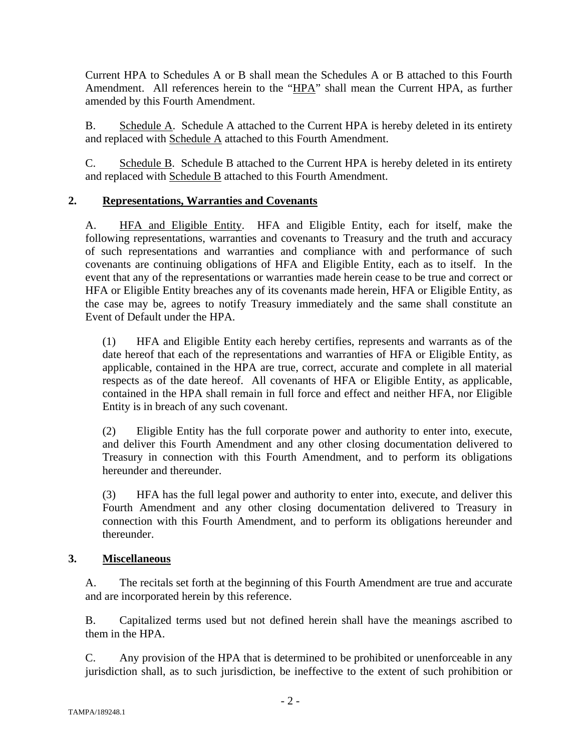Current HPA to Schedules A or B shall mean the Schedules A or B attached to this Fourth Amendment. All references herein to the "HPA" shall mean the Current HPA, as further amended by this Fourth Amendment.

B. Schedule A. Schedule A attached to the Current HPA is hereby deleted in its entirety and replaced with Schedule A attached to this Fourth Amendment.

C. Schedule B. Schedule B attached to the Current HPA is hereby deleted in its entirety and replaced with Schedule B attached to this Fourth Amendment.

**2. Representations, Warranties and Covenants**

A. HFA and Eligible Entity. HFA and Eligible Entity, each for itself, make the following representations, warranties and covenants to Treasury and the truth and accuracy of such representations and warranties and compliance with and performance of such covenants are continuing obligations of HFA and Eligible Entity, each as to itself. In the event that any of the representations or warranties made herein cease to be true and correct or HFA or Eligible Entity breaches any of its covenants made herein, HFA or Eligible Entity, as the case may be, agrees to notify Treasury immediately and the same shall constitute an Event of Default under the HPA.

(1) HFA and Eligible Entity each hereby certifies, represents and warrants as of the date hereof that each of the representations and warranties of HFA or Eligible Entity, as applicable, contained in the HPA are true, correct, accurate and complete in all material respects as of the date hereof. All covenants of HFA or Eligible Entity, as applicable, contained in the HPA shall remain in full force and effect and neither HFA, nor Eligible Entity is in breach of any such covenant.

(2) Eligible Entity has the full corporate power and authority to enter into, execute, and deliver this Fourth Amendment and any other closing documentation delivered to Treasury in connection with this Fourth Amendment, and to perform its obligations hereunder and thereunder.

(3) HFA has the full legal power and authority to enter into, execute, and deliver this Fourth Amendment and any other closing documentation delivered to Treasury in connection with this Fourth Amendment, and to perform its obligations hereunder and thereunder.

**3. Miscellaneous**

A. The recitals set forth at the beginning of this Fourth Amendment are true and accurate and are incorporated herein by this reference.

B. Capitalized terms used but not defined herein shall have the meanings ascribed to them in the HPA.

C. Any provision of the HPA that is determined to be prohibited or unenforceable in any jurisdiction shall, as to such jurisdiction, be ineffective to the extent of such prohibition or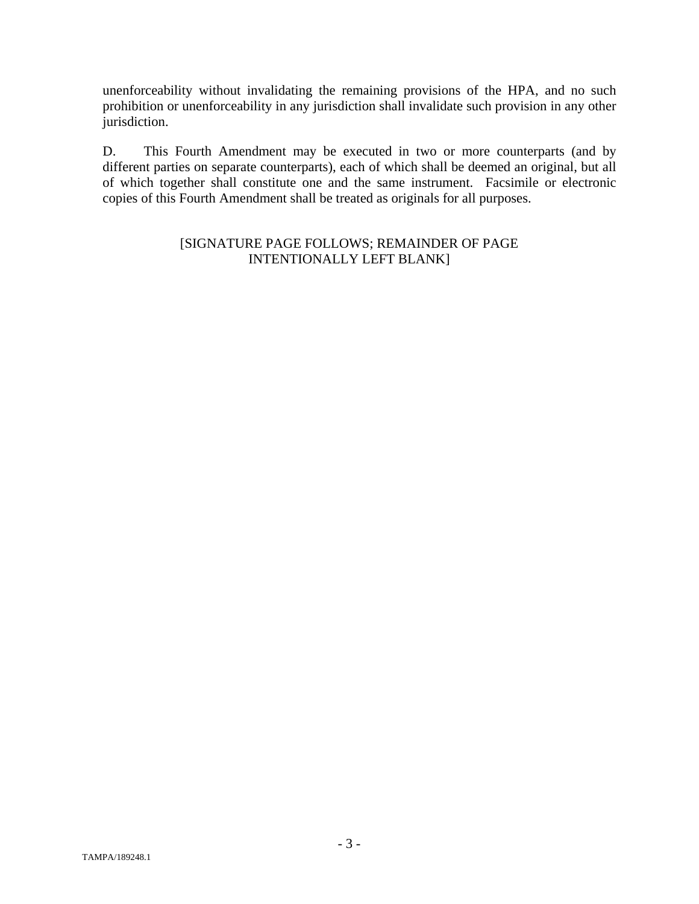unenforceability without invalidating the remaining provisions of the HPA, and no such prohibition or unenforceability in any jurisdiction shall invalidate such provision in any other jurisdiction.

D. This Fourth Amendment may be executed in two or more counterparts (and by different parties on separate counterparts), each of which shall be deemed an original, but all of which together shall constitute one and the same instrument. Facsimile or electronic copies of this Fourth Amendment shall be treated as originals for all purposes.

[SIGNATURE PAGE FOLLOWS; REMAINDER OF PAGE INTENTIONALLY LEFT BLANK]

TAMPA/189248.1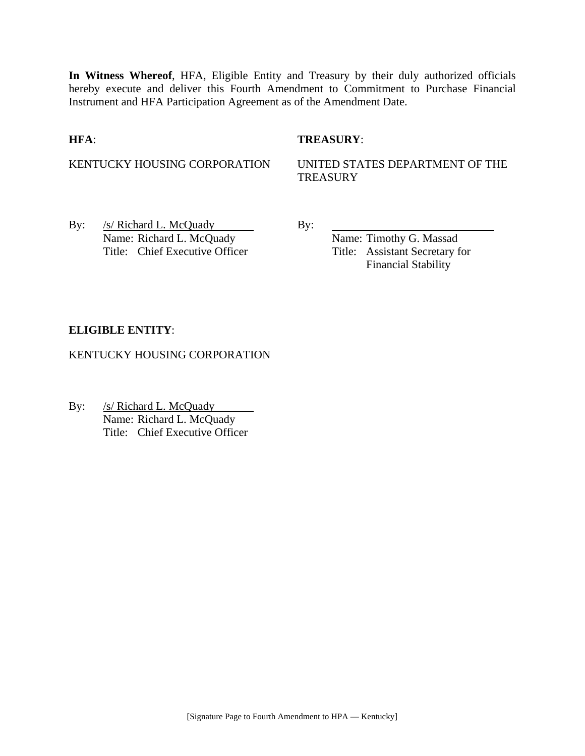**In Witness Whereof**, HFA, Eligible Entity and Treasury by their duly authorized officials hereby execute and deliver this Fourth Amendment to Commitment to Purchase Financial Instrument and HFA Participation Agreement as of the Amendment Date.

**HFA**:

KENTUCKY HOUSING CORPORATION

By: /s/ Richard L. McQuady
Name: Richard L. McQuady
Title: Chief Executive Officer

**TREASURY**:

UNITED STATES DEPARTMENT OF THE TREASURY

By: ______________________________
Name: Timothy G. Massad
Title: Assistant Secretary for Financial Stability

**ELIGIBLE ENTITY**:

KENTUCKY HOUSING CORPORATION

By: /s/ Richard L. McQuady
Name: Richard L. McQuady
Title: Chief Executive Officer

[Signature Page to Fourth Amendment to HPA — Kentucky]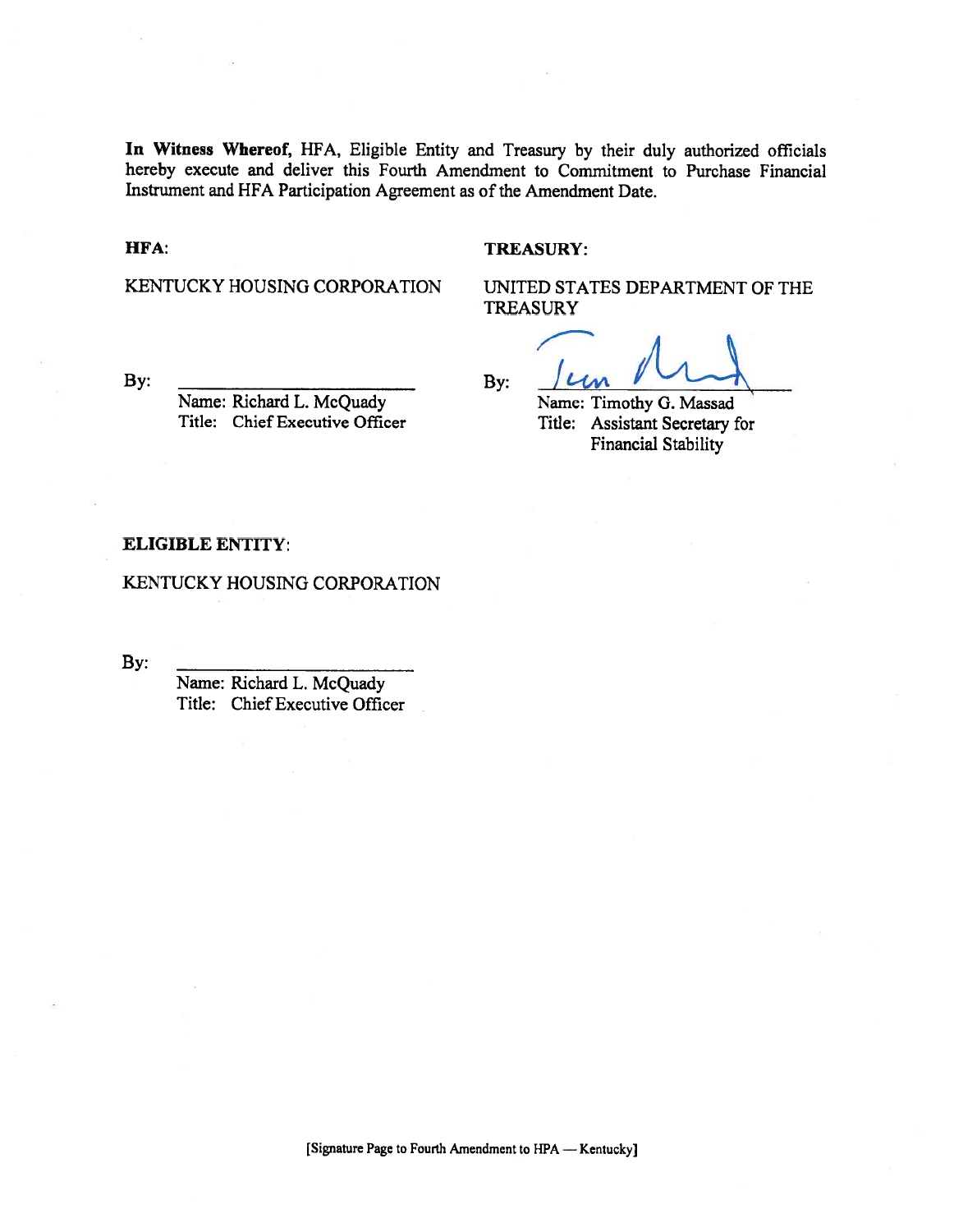**In Witness Whereof,** HFA, Eligible Entity and Treasury by their duly authorized officials hereby execute and deliver this Fourth Amendment to Commitment to Purchase Financial Instrument and HFA Participation Agreement as of the Amendment Date.

**HFA:**

KENTUCKY HOUSING CORPORATION

By: ______________________

Name: Richard L. McQuady
Title: Chief Executive Officer

**TREASURY:**

UNITED STATES DEPARTMENT OF THE TREASURY

By: ______________________

Name: Timothy G. Massad
Title: Assistant Secretary for Financial Stability

**ELIGIBLE ENTITY:**

KENTUCKY HOUSING CORPORATION

By: ______________________

Name: Richard L. McQuady
Title: Chief Executive Officer

[Signature Page to Fourth Amendment to HPA — Kentucky]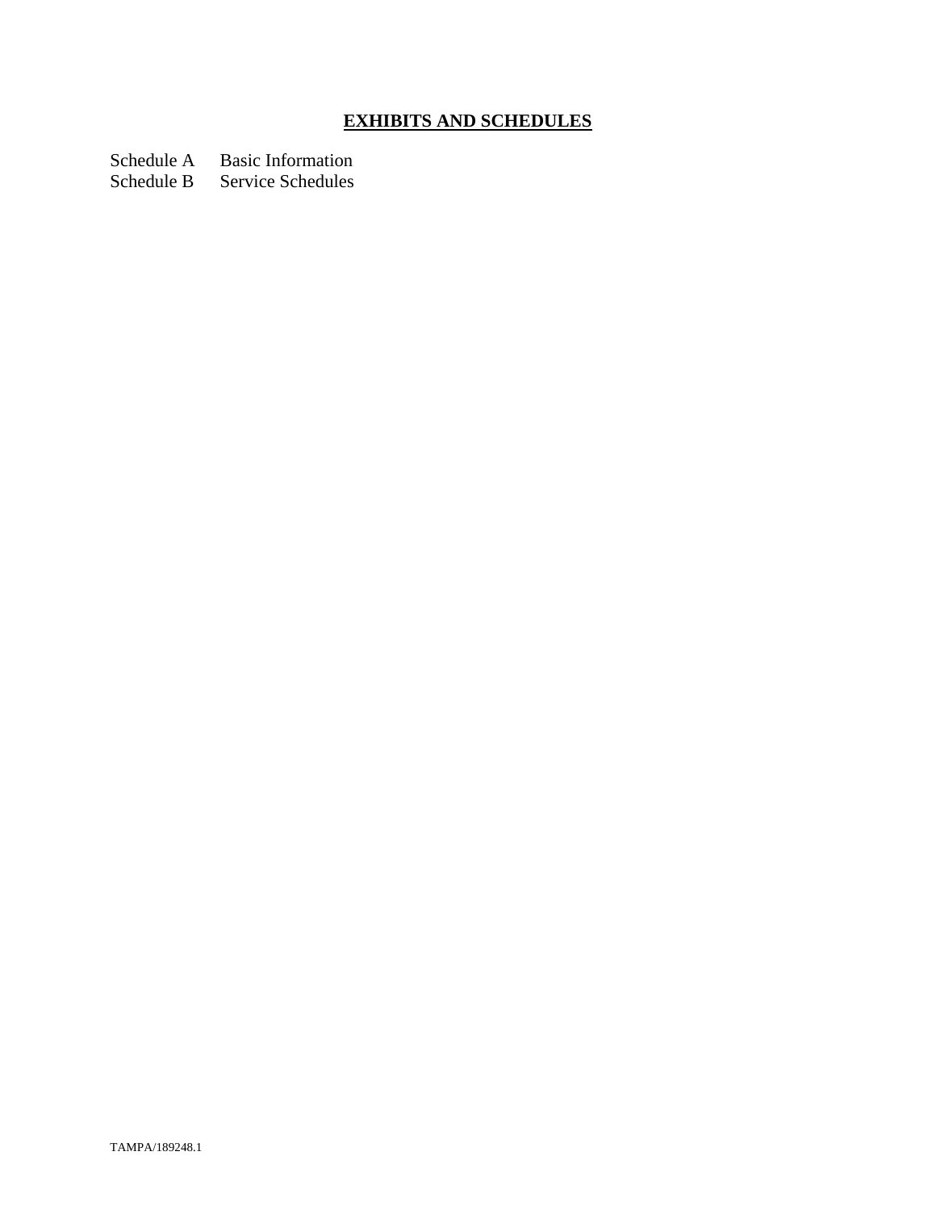## EXHIBITS AND SCHEDULES

| | |
|---|---|
| Schedule A | Basic Information |
| Schedule B | Service Schedules |

TAMPA/189248.1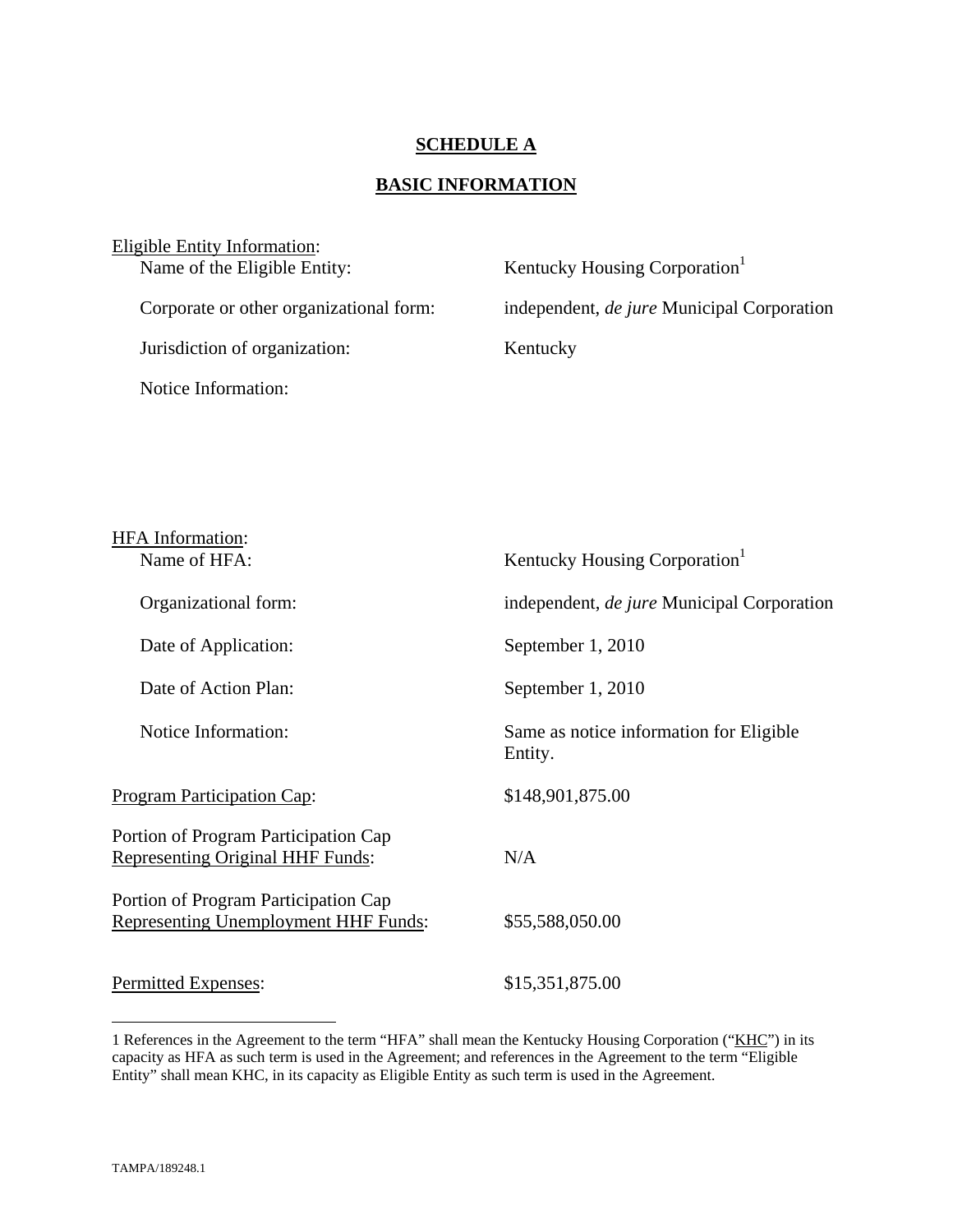# SCHEDULE A

## BASIC INFORMATION

Eligible Entity Information:

| | |
|---|---|
| Name of the Eligible Entity: | Kentucky Housing Corporation[1] |
| Corporate or other organizational form: | independent, *de jure* Municipal Corporation |
| Jurisdiction of organization: | Kentucky |
| Notice Information: | |

HFA Information:

| | |
|---|---|
| Name of HFA: | Kentucky Housing Corporation[1] |
| Organizational form: | independent, *de jure* Municipal Corporation |
| Date of Application: | September 1, 2010 |
| Date of Action Plan: | September 1, 2010 |
| Notice Information: | Same as notice information for Eligible Entity. |

| | |
|---|---|
| Program Participation Cap: | $148,901,875.00 |
| Portion of Program Participation Cap Representing Original HHF Funds: | N/A |
| Portion of Program Participation Cap Representing Unemployment HHF Funds: | $55,588,050.00 |
| Permitted Expenses: | $15,351,875.00 |

1 References in the Agreement to the term "HFA" shall mean the Kentucky Housing Corporation ("KHC") in its capacity as HFA as such term is used in the Agreement; and references in the Agreement to the term "Eligible Entity" shall mean KHC, in its capacity as Eligible Entity as such term is used in the Agreement.

TAMPA/189248.1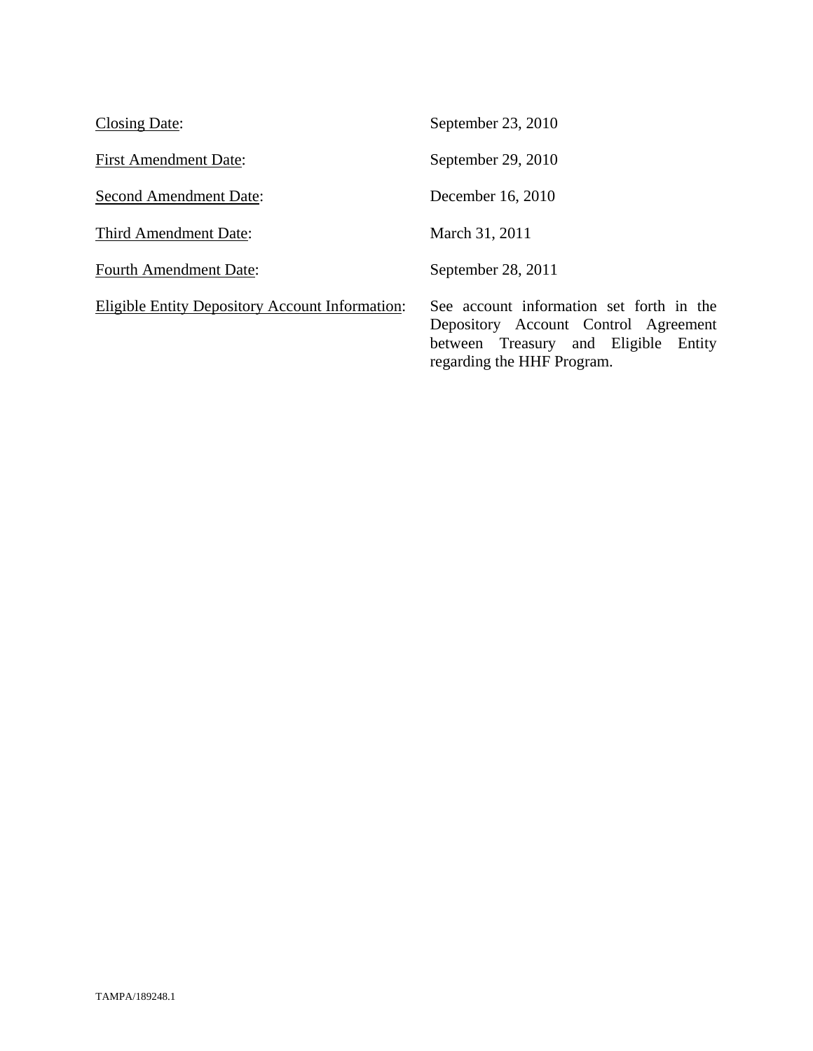| | |
|---|---|
| <u>Closing Date</u>: | September 23, 2010 |
| <u>First Amendment Date</u>: | September 29, 2010 |
| <u>Second Amendment Date</u>: | December 16, 2010 |
| <u>Third Amendment Date</u>: | March 31, 2011 |
| <u>Fourth Amendment Date</u>: | September 28, 2011 |
| <u>Eligible Entity Depository Account Information</u>: | See account information set forth in the Depository Account Control Agreement between Treasury and Eligible Entity regarding the HHF Program. |

TAMPA/189248.1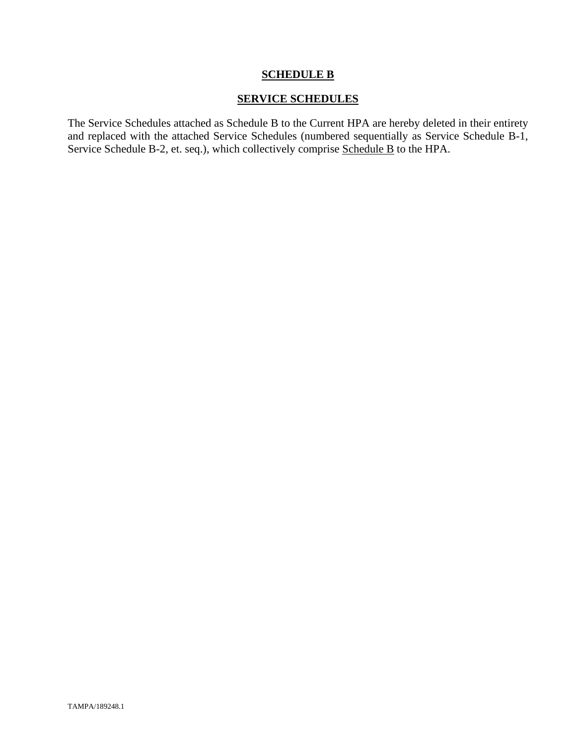**SCHEDULE B**

**SERVICE SCHEDULES**

The Service Schedules attached as Schedule B to the Current HPA are hereby deleted in their entirety and replaced with the attached Service Schedules (numbered sequentially as Service Schedule B-1, Service Schedule B-2, et. seq.), which collectively comprise <u>Schedule B</u> to the HPA.

TAMPA/189248.1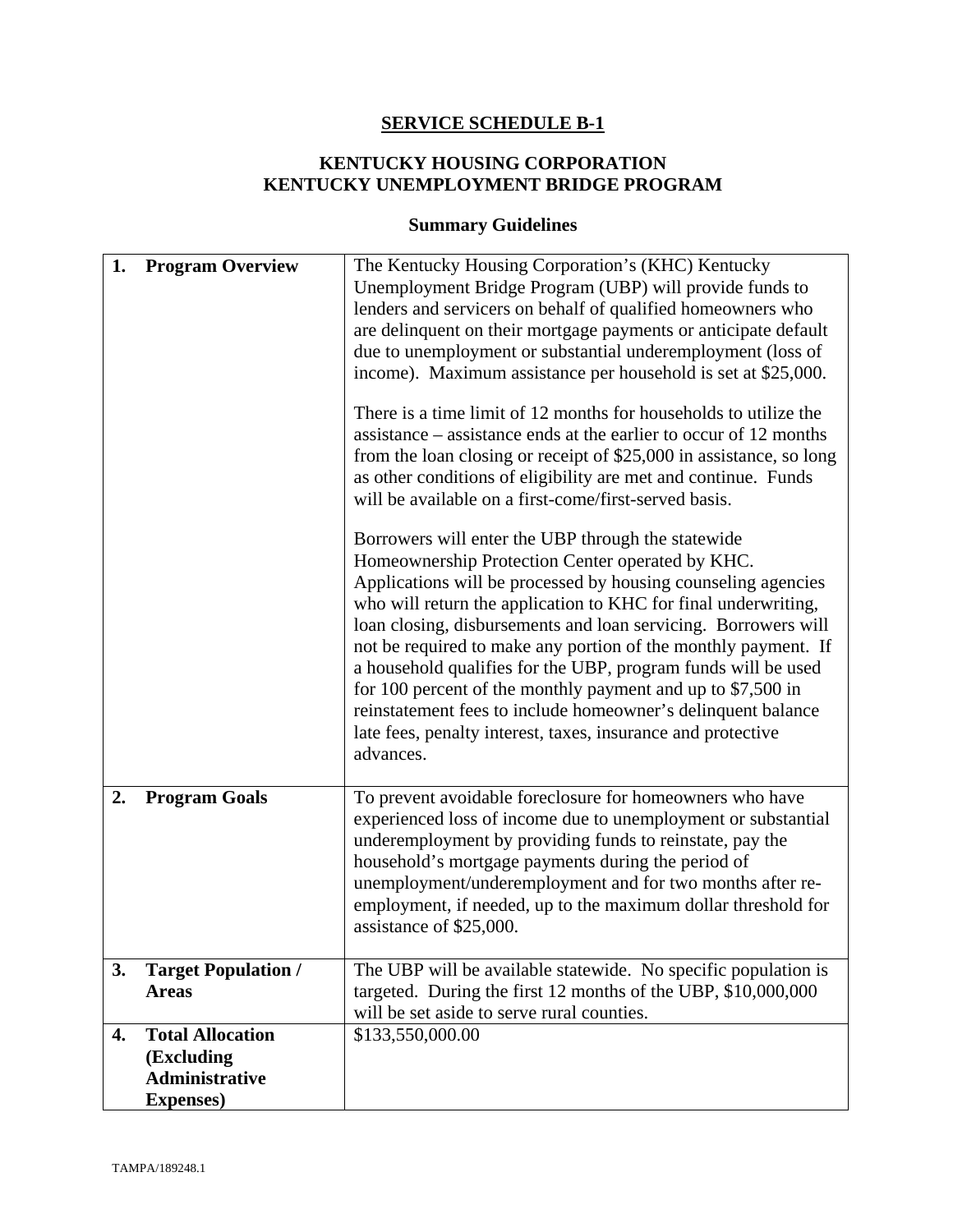# SERVICE SCHEDULE B-1

## KENTUCKY HOUSING CORPORATION
## KENTUCKY UNEMPLOYMENT BRIDGE PROGRAM

### Summary Guidelines

| | |
|---|---|
| **1. Program Overview** | The Kentucky Housing Corporation's (KHC) Kentucky Unemployment Bridge Program (UBP) will provide funds to lenders and servicers on behalf of qualified homeowners who are delinquent on their mortgage payments or anticipate default due to unemployment or substantial underemployment (loss of income). Maximum assistance per household is set at $25,000.<br><br>There is a time limit of 12 months for households to utilize the assistance – assistance ends at the earlier to occur of 12 months from the loan closing or receipt of $25,000 in assistance, so long as other conditions of eligibility are met and continue. Funds will be available on a first-come/first-served basis.<br><br>Borrowers will enter the UBP through the statewide Homeownership Protection Center operated by KHC. Applications will be processed by housing counseling agencies who will return the application to KHC for final underwriting, loan closing, disbursements and loan servicing. Borrowers will not be required to make any portion of the monthly payment. If a household qualifies for the UBP, program funds will be used for 100 percent of the monthly payment and up to $7,500 in reinstatement fees to include homeowner's delinquent balance late fees, penalty interest, taxes, insurance and protective advances. |
| **2. Program Goals** | To prevent avoidable foreclosure for homeowners who have experienced loss of income due to unemployment or substantial underemployment by providing funds to reinstate, pay the household's mortgage payments during the period of unemployment/underemployment and for two months after re-employment, if needed, up to the maximum dollar threshold for assistance of $25,000. |
| **3. Target Population / Areas** | The UBP will be available statewide. No specific population is targeted. During the first 12 months of the UBP, $10,000,000 will be set aside to serve rural counties. |
| **4. Total Allocation (Excluding Administrative Expenses)** | $133,550,000.00 |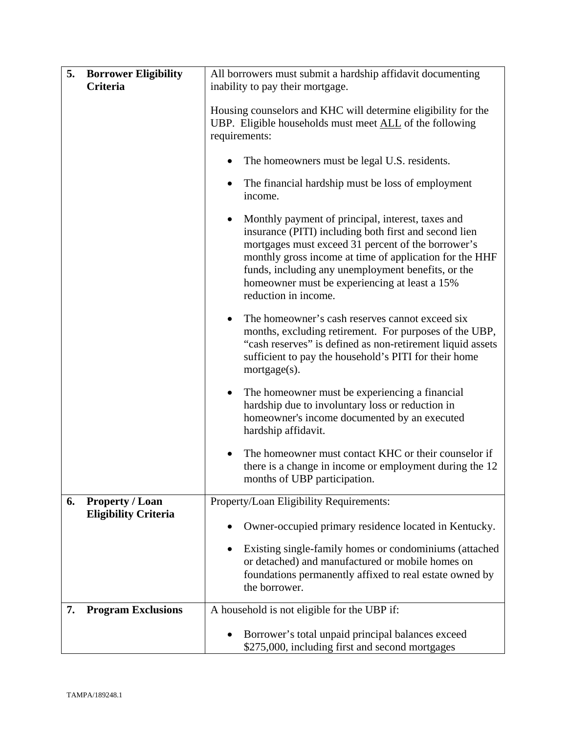| | |
|---|---|
| **5. Borrower Eligibility Criteria** | All borrowers must submit a hardship affidavit documenting inability to pay their mortgage.<br><br>Housing counselors and KHC will determine eligibility for the UBP. Eligible households must meet <u>ALL</u> of the following requirements:<br><br>• The homeowners must be legal U.S. residents.<br><br>• The financial hardship must be loss of employment income.<br><br>• Monthly payment of principal, interest, taxes and insurance (PITI) including both first and second lien mortgages must exceed 31 percent of the borrower's monthly gross income at time of application for the HHF funds, including any unemployment benefits, or the homeowner must be experiencing at least a 15% reduction in income.<br><br>• The homeowner's cash reserves cannot exceed six months, excluding retirement. For purposes of the UBP, "cash reserves" is defined as non-retirement liquid assets sufficient to pay the household's PITI for their home mortgage(s).<br><br>• The homeowner must be experiencing a financial hardship due to involuntary loss or reduction in homeowner's income documented by an executed hardship affidavit.<br><br>• The homeowner must contact KHC or their counselor if there is a change in income or employment during the 12 months of UBP participation. |
| **6. Property / Loan Eligibility Criteria** | Property/Loan Eligibility Requirements:<br><br>• Owner-occupied primary residence located in Kentucky.<br><br>• Existing single-family homes or condominiums (attached or detached) and manufactured or mobile homes on foundations permanently affixed to real estate owned by the borrower. |
| **7. Program Exclusions** | A household is not eligible for the UBP if:<br><br>• Borrower's total unpaid principal balances exceed $275,000, including first and second mortgages |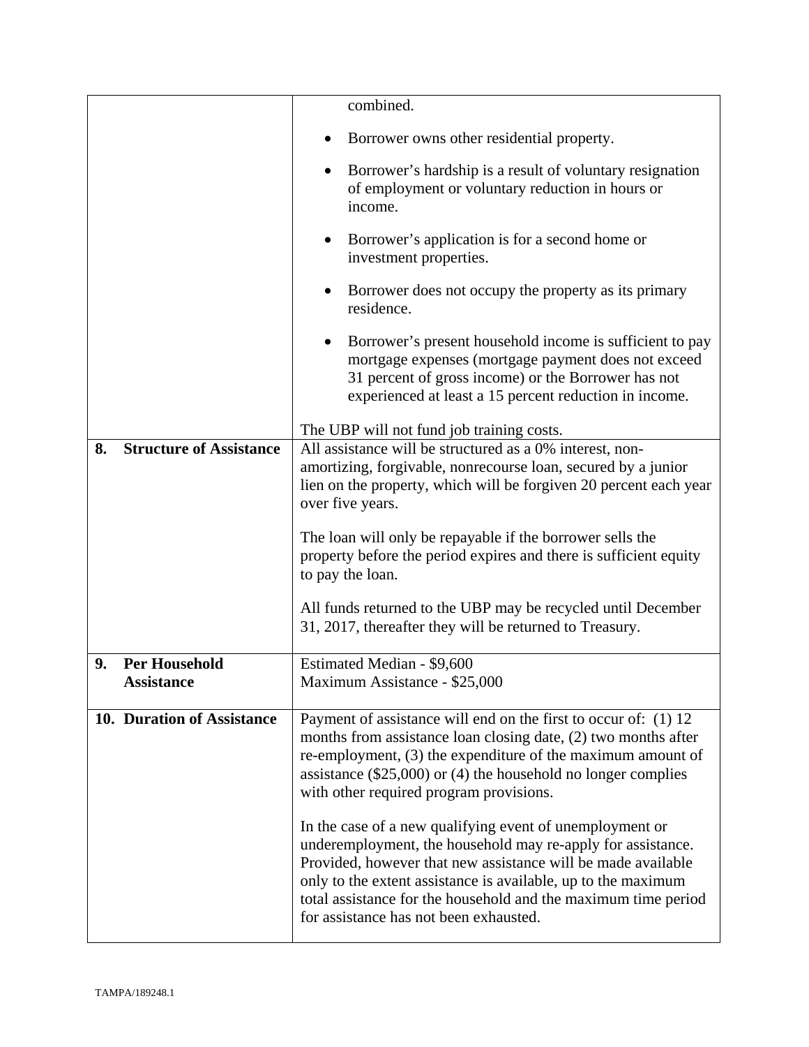| | |
|---|---|
| | combined.<br><br>• Borrower owns other residential property.<br><br>• Borrower's hardship is a result of voluntary resignation of employment or voluntary reduction in hours or income.<br><br>• Borrower's application is for a second home or investment properties.<br><br>• Borrower does not occupy the property as its primary residence.<br><br>• Borrower's present household income is sufficient to pay mortgage expenses (mortgage payment does not exceed 31 percent of gross income) or the Borrower has not experienced at least a 15 percent reduction in income.<br><br>The UBP will not fund job training costs. |
| **8. Structure of Assistance** | All assistance will be structured as a 0% interest, non-amortizing, forgivable, nonrecourse loan, secured by a junior lien on the property, which will be forgiven 20 percent each year over five years.<br><br>The loan will only be repayable if the borrower sells the property before the period expires and there is sufficient equity to pay the loan.<br><br>All funds returned to the UBP may be recycled until December 31, 2017, thereafter they will be returned to Treasury. |
| **9. Per Household Assistance** | Estimated Median - $9,600<br>Maximum Assistance - $25,000 |
| **10. Duration of Assistance** | Payment of assistance will end on the first to occur of: (1) 12 months from assistance loan closing date, (2) two months after re-employment, (3) the expenditure of the maximum amount of assistance ($25,000) or (4) the household no longer complies with other required program provisions.<br><br>In the case of a new qualifying event of unemployment or underemployment, the household may re-apply for assistance. Provided, however that new assistance will be made available only to the extent assistance is available, up to the maximum total assistance for the household and the maximum time period for assistance has not been exhausted. |

TAMPA/189248.1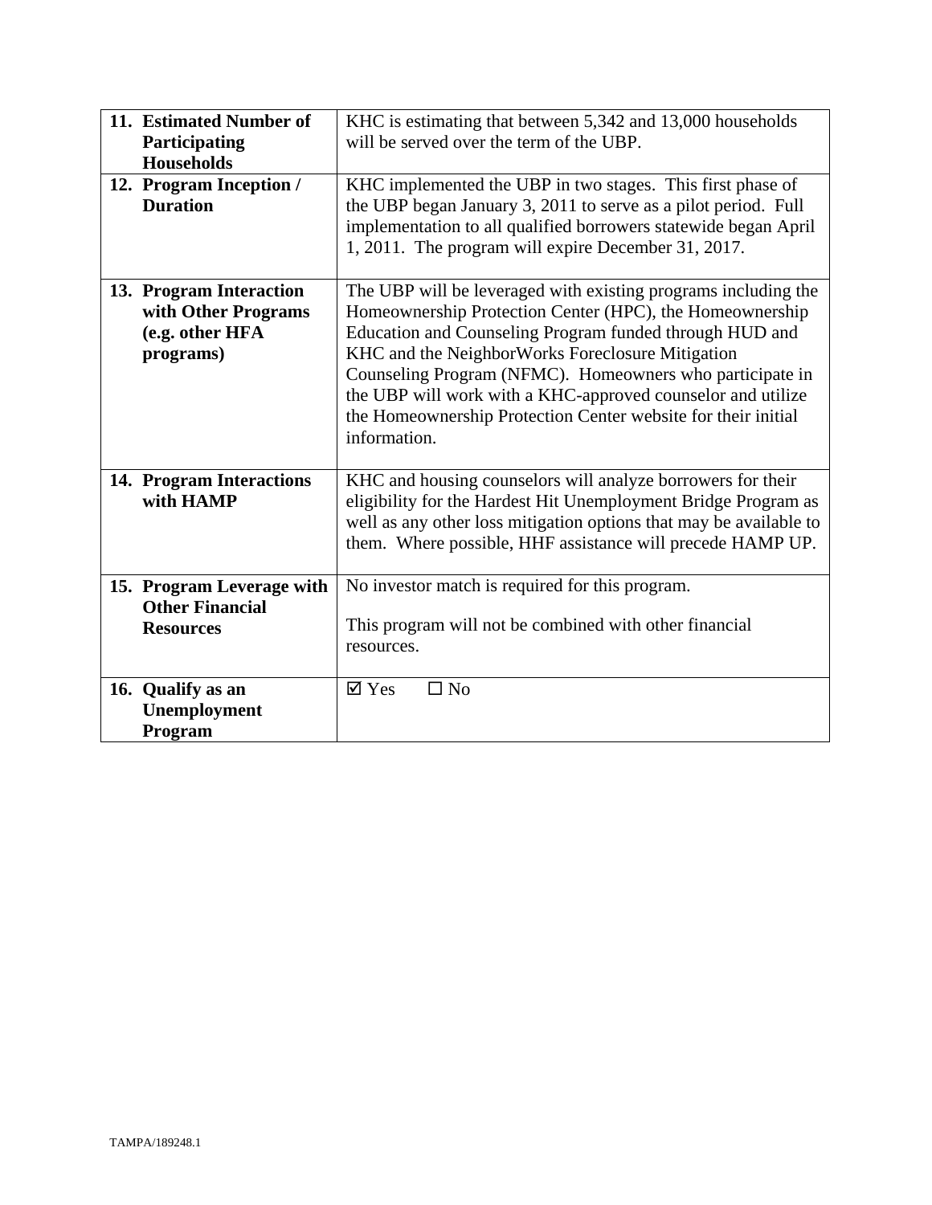| | |
|---|---|
| **11. Estimated Number of Participating Households** | KHC is estimating that between 5,342 and 13,000 households will be served over the term of the UBP. |
| **12. Program Inception / Duration** | KHC implemented the UBP in two stages. This first phase of the UBP began January 3, 2011 to serve as a pilot period. Full implementation to all qualified borrowers statewide began April 1, 2011. The program will expire December 31, 2017. |
| **13. Program Interaction with Other Programs (e.g. other HFA programs)** | The UBP will be leveraged with existing programs including the Homeownership Protection Center (HPC), the Homeownership Education and Counseling Program funded through HUD and KHC and the NeighborWorks Foreclosure Mitigation Counseling Program (NFMC). Homeowners who participate in the UBP will work with a KHC-approved counselor and utilize the Homeownership Protection Center website for their initial information. |
| **14. Program Interactions with HAMP** | KHC and housing counselors will analyze borrowers for their eligibility for the Hardest Hit Unemployment Bridge Program as well as any other loss mitigation options that may be available to them. Where possible, HHF assistance will precede HAMP UP. |
| **15. Program Leverage with Other Financial Resources** | No investor match is required for this program.<br><br>This program will not be combined with other financial resources. |
| **16. Qualify as an Unemployment Program** | ☑ Yes ☐ No |

TAMPA/189248.1